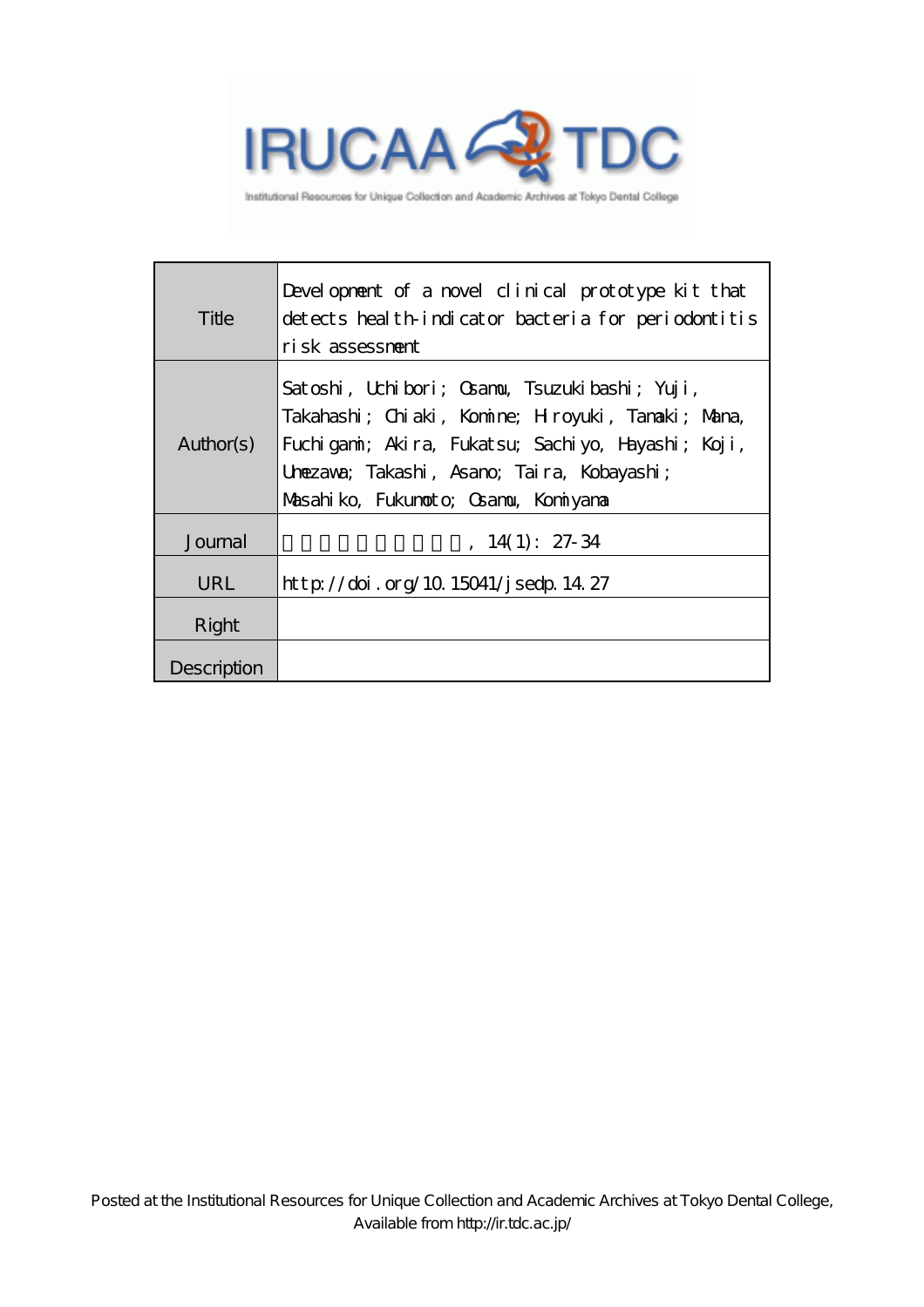| Title | Development of a novel clinical prototype kit that detects health-indicator bacteria for periodontitis risk assessment |
|---|---|
| Author(s) | Satoshi, Uchibori; Osamu, Tsuzukibashi; Yuji, Takahashi; Chiaki, Komine; Hiroyuki, Tamaki; Mana, Fuchigami; Akira, Fukatsu; Sachiyo, Hayashi; Koji, Umezawa; Takashi, Asano; Taira, Kobayashi; Masahiko, Fukumoto; Osamu, Komiyama |
| Journal | , 14(1): 27-34 |
| URL | http://doi.org/10.15041/jsedp.14.27 |
| Right | |
| Description | |

Posted at the Institutional Resources for Unique Collection and Academic Archives at Tokyo Dental College, Available from http://ir.tdc.ac.jp/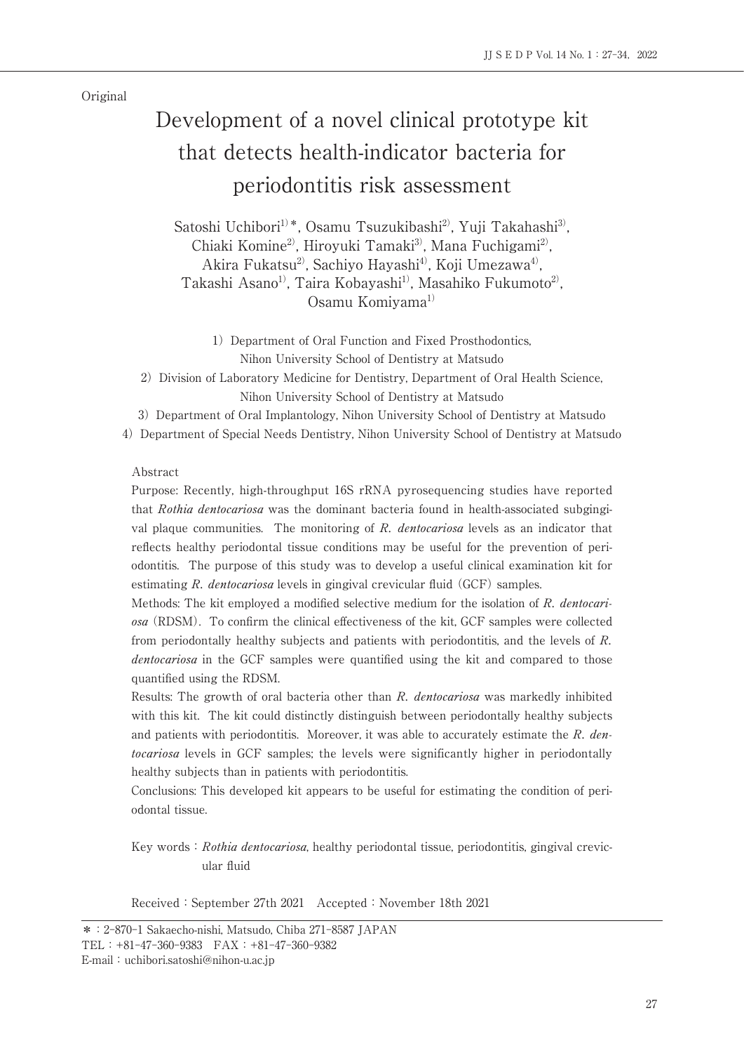Original

# Development of a novel clinical prototype kit that detects health-indicator bacteria for periodontitis risk assessment

Satoshi Uchibori[1)*], Osamu Tsuzukibashi[2)], Yuji Takahashi[3)], Chiaki Komine[2)], Hiroyuki Tamaki[3)], Mana Fuchigami[2)], Akira Fukatsu[2)], Sachiyo Hayashi[4)], Koji Umezawa[4)], Takashi Asano[1)], Taira Kobayashi[1)], Masahiko Fukumoto[2)], Osamu Komiyama[1)]

1) Department of Oral Function and Fixed Prosthodontics, Nihon University School of Dentistry at Matsudo

2) Division of Laboratory Medicine for Dentistry, Department of Oral Health Science, Nihon University School of Dentistry at Matsudo

3) Department of Oral Implantology, Nihon University School of Dentistry at Matsudo

4) Department of Special Needs Dentistry, Nihon University School of Dentistry at Matsudo

Abstract

Purpose: Recently, high-throughput 16S rRNA pyrosequencing studies have reported that *Rothia dentocariosa* was the dominant bacteria found in health-associated subgingival plaque communities. The monitoring of *R. dentocariosa* levels as an indicator that reflects healthy periodontal tissue conditions may be useful for the prevention of periodontitis. The purpose of this study was to develop a useful clinical examination kit for estimating *R. dentocariosa* levels in gingival crevicular fluid (GCF) samples.

Methods: The kit employed a modified selective medium for the isolation of *R. dentocariosa* (RDSM). To confirm the clinical effectiveness of the kit, GCF samples were collected from periodontally healthy subjects and patients with periodontitis, and the levels of *R. dentocariosa* in the GCF samples were quantified using the kit and compared to those quantified using the RDSM.

Results: The growth of oral bacteria other than *R. dentocariosa* was markedly inhibited with this kit. The kit could distinctly distinguish between periodontally healthy subjects and patients with periodontitis. Moreover, it was able to accurately estimate the *R. dentocariosa* levels in GCF samples; the levels were significantly higher in periodontally healthy subjects than in patients with periodontitis.

Conclusions: This developed kit appears to be useful for estimating the condition of periodontal tissue.

Key words : *Rothia dentocariosa*, healthy periodontal tissue, periodontitis, gingival crevicular fluid

Received : September 27th 2021 Accepted : November 18th 2021

* : 2-870-1 Sakaecho-nishi, Matsudo, Chiba 271-8587 JAPAN
TEL : +81-47-360-9383 FAX : +81-47-360-9382
E-mail : uchibori.satoshi@nihon-u.ac.jp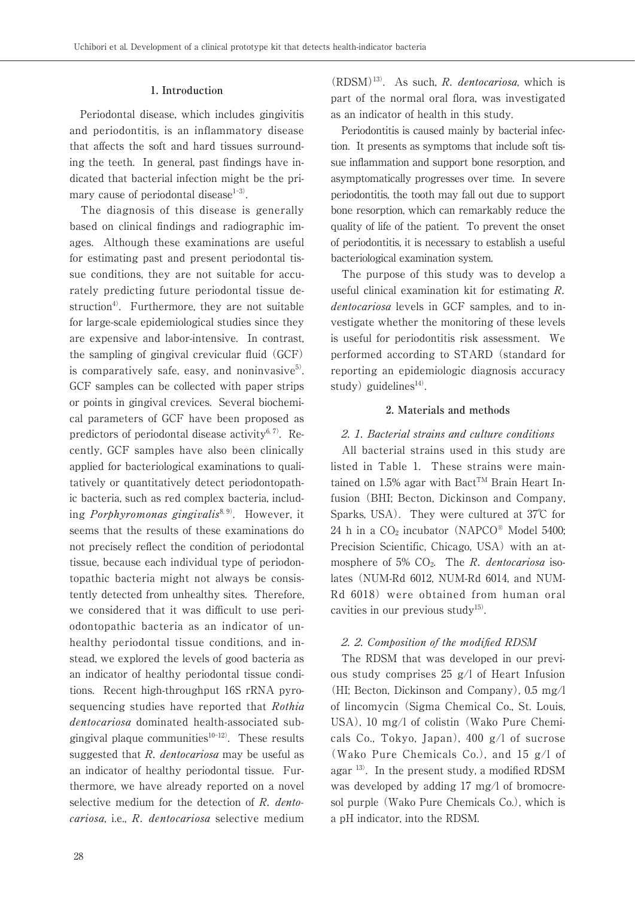## 1. Introduction

Periodontal disease, which includes gingivitis and periodontitis, is an inflammatory disease that affects the soft and hard tissues surrounding the teeth. In general, past findings have indicated that bacterial infection might be the primary cause of periodontal disease[1–3].

The diagnosis of this disease is generally based on clinical findings and radiographic images. Although these examinations are useful for estimating past and present periodontal tissue conditions, they are not suitable for accurately predicting future periodontal tissue destruction[4]. Furthermore, they are not suitable for large-scale epidemiological studies since they are expensive and labor-intensive. In contrast, the sampling of gingival crevicular fluid (GCF) is comparatively safe, easy, and noninvasive[5]. GCF samples can be collected with paper strips or points in gingival crevices. Several biochemical parameters of GCF have been proposed as predictors of periodontal disease activity[6,7]. Recently, GCF samples have also been clinically applied for bacteriological examinations to qualitatively or quantitatively detect periodontopathic bacteria, such as red complex bacteria, including *Porphyromonas gingivalis*[8,9]. However, it seems that the results of these examinations do not precisely reflect the condition of periodontal tissue, because each individual type of periodontopathic bacteria might not always be consistently detected from unhealthy sites. Therefore, we considered that it was difficult to use periodontopathic bacteria as an indicator of unhealthy periodontal tissue conditions, and instead, we explored the levels of good bacteria as an indicator of healthy periodontal tissue conditions. Recent high-throughput 16S rRNA pyrosequencing studies have reported that *Rothia dentocariosa* dominated health-associated subgingival plaque communities[10–12]. These results suggested that *R. dentocariosa* may be useful as an indicator of healthy periodontal tissue. Furthermore, we have already reported on a novel selective medium for the detection of *R. dentocariosa*, i.e., *R. dentocariosa* selective medium (RDSM)[13]. As such, *R. dentocariosa*, which is part of the normal oral flora, was investigated as an indicator of health in this study.

Periodontitis is caused mainly by bacterial infection. It presents as symptoms that include soft tissue inflammation and support bone resorption, and asymptomatically progresses over time. In severe periodontitis, the tooth may fall out due to support bone resorption, which can remarkably reduce the quality of life of the patient. To prevent the onset of periodontitis, it is necessary to establish a useful bacteriological examination system.

The purpose of this study was to develop a useful clinical examination kit for estimating *R. dentocariosa* levels in GCF samples, and to investigate whether the monitoring of these levels is useful for periodontitis risk assessment. We performed according to STARD (standard for reporting an epidemiologic diagnosis accuracy study) guidelines[14].

## 2. Materials and methods

### 2. 1. Bacterial strains and culture conditions

All bacterial strains used in this study are listed in Table 1. These strains were maintained on 1.5% agar with Bact™ Brain Heart Infusion (BHI; Becton, Dickinson and Company, Sparks, USA). They were cultured at 37℃ for 24 h in a $CO_2$ incubator (NAPCO® Model 5400; Precision Scientific, Chicago, USA) with an atmosphere of 5% $CO_2$. The *R. dentocariosa* isolates (NUM-Rd 6012, NUM-Rd 6014, and NUM-Rd 6018) were obtained from human oral cavities in our previous study[15].

### 2. 2. Composition of the modified RDSM

The RDSM that was developed in our previous study comprises 25 g/l of Heart Infusion (HI; Becton, Dickinson and Company), 0.5 mg/l of lincomycin (Sigma Chemical Co., St. Louis, USA), 10 mg/l of colistin (Wako Pure Chemicals Co., Tokyo, Japan), 400 g/l of sucrose (Wako Pure Chemicals Co.), and 15 g/l of agar [13]. In the present study, a modified RDSM was developed by adding 17 mg/l of bromocresol purple (Wako Pure Chemicals Co.), which is a pH indicator, into the RDSM.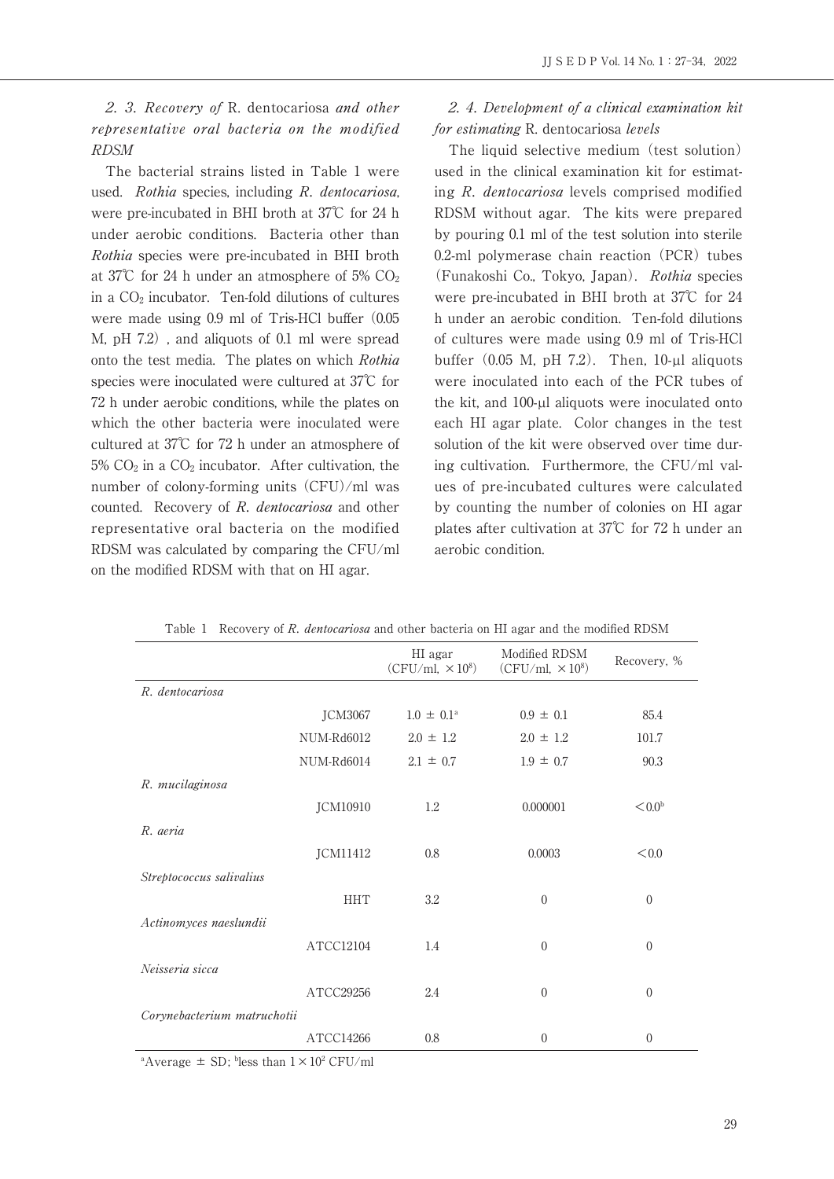### 2. 3. Recovery of *R. dentocariosa* and other representative oral bacteria on the modified RDSM

The bacterial strains listed in Table 1 were used. *Rothia* species, including *R. dentocariosa*, were pre-incubated in BHI broth at 37℃ for 24 h under aerobic conditions. Bacteria other than *Rothia* species were pre-incubated in BHI broth at 37℃ for 24 h under an atmosphere of 5% $CO_2$ in a $CO_2$ incubator. Ten-fold dilutions of cultures were made using 0.9 ml of Tris-HCl buffer (0.05 M, pH 7.2), and aliquots of 0.1 ml were spread onto the test media. The plates on which *Rothia* species were inoculated were cultured at 37℃ for 72 h under aerobic conditions, while the plates on which the other bacteria were inoculated were cultured at 37℃ for 72 h under an atmosphere of 5% $CO_2$ in a $CO_2$ incubator. After cultivation, the number of colony-forming units (CFU)/ml was counted. Recovery of *R. dentocariosa* and other representative oral bacteria on the modified RDSM was calculated by comparing the CFU/ml on the modified RDSM with that on HI agar.

### 2. 4. Development of a clinical examination kit for estimating *R. dentocariosa* levels

The liquid selective medium (test solution) used in the clinical examination kit for estimating *R. dentocariosa* levels comprised modified RDSM without agar. The kits were prepared by pouring 0.1 ml of the test solution into sterile 0.2-ml polymerase chain reaction (PCR) tubes (Funakoshi Co., Tokyo, Japan). *Rothia* species were pre-incubated in BHI broth at 37℃ for 24 h under an aerobic condition. Ten-fold dilutions of cultures were made using 0.9 ml of Tris-HCl buffer (0.05 M, pH 7.2). Then, 10-μl aliquots were inoculated into each of the PCR tubes of the kit, and 100-μl aliquots were inoculated onto each HI agar plate. Color changes in the test solution of the kit were observed over time during cultivation. Furthermore, the CFU/ml values of pre-incubated cultures were calculated by counting the number of colonies on HI agar plates after cultivation at 37℃ for 72 h under an aerobic condition.

Table 1 Recovery of *R. dentocariosa* and other bacteria on HI agar and the modified RDSM

| | | HI agar (CFU/ml, $\times 10^8$) | Modified RDSM (CFU/ml, $\times 10^8$) | Recovery, % |
|---|---|---|---|---|
| *R. dentocariosa* | | | | |
| | JCM3067 | 1.0 ± 0.1[a] | 0.9 ± 0.1 | 85.4 |
| | NUM-Rd6012 | 2.0 ± 1.2 | 2.0 ± 1.2 | 101.7 |
| | NUM-Rd6014 | 2.1 ± 0.7 | 1.9 ± 0.7 | 90.3 |
| *R. mucilaginosa* | | | | |
| | JCM10910 | 1.2 | 0.000001 | <0.0[b] |
| *R. aeria* | | | | |
| | JCM11412 | 0.8 | 0.0003 | <0.0 |
| *Streptococcus salivalius* | | | | |
| | HHT | 3.2 | 0 | 0 |
| *Actinomyces naeslundii* | | | | |
| | ATCC12104 | 1.4 | 0 | 0 |
| *Neisseria sicca* | | | | |
| | ATCC29256 | 2.4 | 0 | 0 |
| *Corynebacterium matruchotii* | | | | |
| | ATCC14266 | 0.8 | 0 | 0 |

[a]Average ± SD; [b]less than $1 \times 10^2$ CFU/ml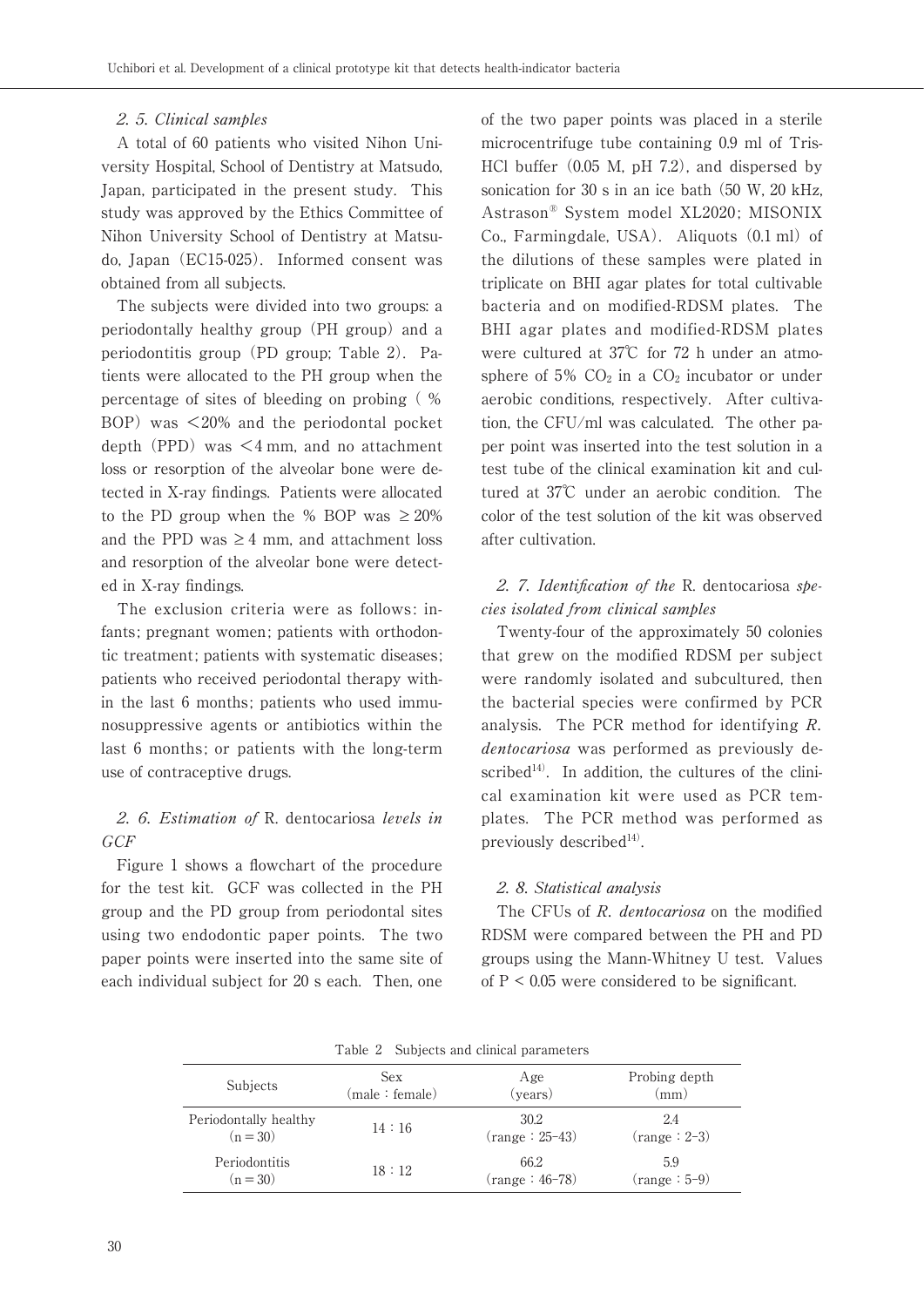### 2. 5. Clinical samples

A total of 60 patients who visited Nihon University Hospital, School of Dentistry at Matsudo, Japan, participated in the present study. This study was approved by the Ethics Committee of Nihon University School of Dentistry at Matsudo, Japan (EC15-025). Informed consent was obtained from all subjects.

The subjects were divided into two groups: a periodontally healthy group (PH group) and a periodontitis group (PD group; Table 2). Patients were allocated to the PH group when the percentage of sites of bleeding on probing (% BOP) was <20% and the periodontal pocket depth (PPD) was <4 mm, and no attachment loss or resorption of the alveolar bone were detected in X-ray findings. Patients were allocated to the PD group when the % BOP was ≥20% and the PPD was ≥4 mm, and attachment loss and resorption of the alveolar bone were detected in X-ray findings.

The exclusion criteria were as follows: infants; pregnant women; patients with orthodontic treatment; patients with systematic diseases; patients who received periodontal therapy within the last 6 months; patients who used immunosuppressive agents or antibiotics within the last 6 months; or patients with the long-term use of contraceptive drugs.

### 2. 6. Estimation of *R. dentocariosa* levels in GCF

Figure 1 shows a flowchart of the procedure for the test kit. GCF was collected in the PH group and the PD group from periodontal sites using two endodontic paper points. The two paper points were inserted into the same site of each individual subject for 20 s each. Then, one of the two paper points was placed in a sterile microcentrifuge tube containing 0.9 ml of Tris-HCl buffer (0.05 M, pH 7.2), and dispersed by sonication for 30 s in an ice bath (50 W, 20 kHz, Astrason® System model XL2020; MISONIX Co., Farmingdale, USA). Aliquots (0.1 ml) of the dilutions of these samples were plated in triplicate on BHI agar plates for total cultivable bacteria and on modified-RDSM plates. The BHI agar plates and modified-RDSM plates were cultured at 37℃ for 72 h under an atmosphere of 5% $CO_2$ in a $CO_2$ incubator or under aerobic conditions, respectively. After cultivation, the CFU/ml was calculated. The other paper point was inserted into the test solution in a test tube of the clinical examination kit and cultured at 37℃ under an aerobic condition. The color of the test solution of the kit was observed after cultivation.

### 2. 7. Identification of the *R. dentocariosa* species isolated from clinical samples

Twenty-four of the approximately 50 colonies that grew on the modified RDSM per subject were randomly isolated and subcultured, then the bacterial species were confirmed by PCR analysis. The PCR method for identifying *R. dentocariosa* was performed as previously described[14]. In addition, the cultures of the clinical examination kit were used as PCR templates. The PCR method was performed as previously described[14].

### 2. 8. Statistical analysis

The CFUs of *R. dentocariosa* on the modified RDSM were compared between the PH and PD groups using the Mann-Whitney U test. Values of $P < 0.05$ were considered to be significant.

Table 2 Subjects and clinical parameters

| Subjects | Sex (male : female) | Age (years) | Probing depth (mm) |
|---|---|---|---|
| Periodontally healthy (n = 30) | 14 : 16 | 30.2 (range : 25–43) | 2.4 (range : 2–3) |
| Periodontitis (n = 30) | 18 : 12 | 66.2 (range : 46–78) | 5.9 (range : 5–9) |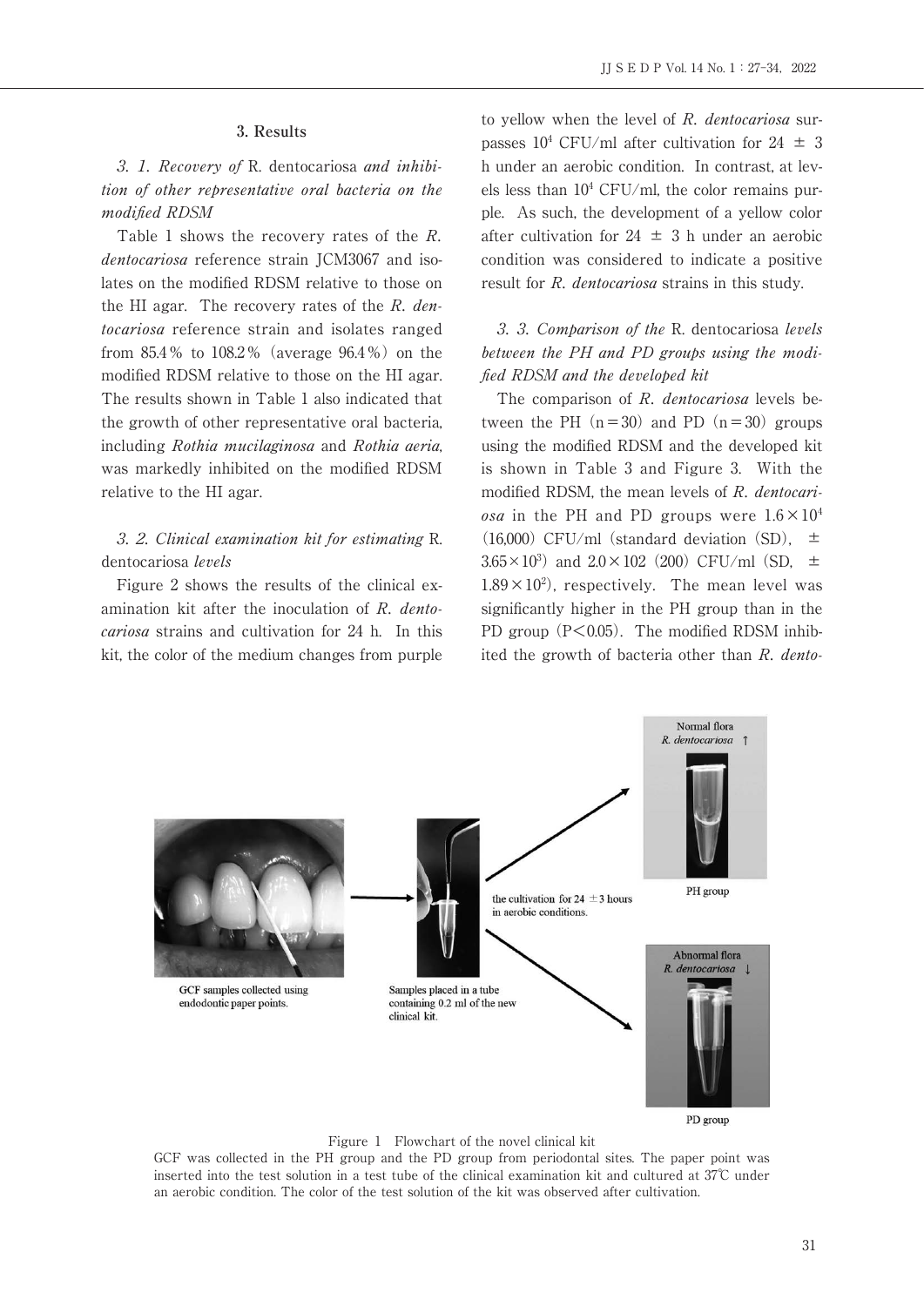## 3. Results

### *3. 1. Recovery of* R. dentocariosa *and inhibition of other representative oral bacteria on the modified RDSM*

Table 1 shows the recovery rates of the *R. dentocariosa* reference strain JCM3067 and isolates on the modified RDSM relative to those on the HI agar. The recovery rates of the *R. dentocariosa* reference strain and isolates ranged from 85.4% to 108.2% (average 96.4%) on the modified RDSM relative to those on the HI agar. The results shown in Table 1 also indicated that the growth of other representative oral bacteria, including *Rothia mucilaginosa* and *Rothia aeria*, was markedly inhibited on the modified RDSM relative to the HI agar.

### *3. 2. Clinical examination kit for estimating* R. dentocariosa *levels*

Figure 2 shows the results of the clinical examination kit after the inoculation of *R. dentocariosa* strains and cultivation for 24 h. In this kit, the color of the medium changes from purple to yellow when the level of *R. dentocariosa* surpasses $10^4$ CFU/ml after cultivation for 24 ± 3 h under an aerobic condition. In contrast, at levels less than $10^4$ CFU/ml, the color remains purple. As such, the development of a yellow color after cultivation for 24 ± 3 h under an aerobic condition was considered to indicate a positive result for *R. dentocariosa* strains in this study.

### *3. 3. Comparison of the* R. dentocariosa *levels between the PH and PD groups using the modified RDSM and the developed kit*

The comparison of *R. dentocariosa* levels between the PH ($n=30$) and PD ($n=30$) groups using the modified RDSM and the developed kit is shown in Table 3 and Figure 3. With the modified RDSM, the mean levels of *R. dentocariosa* in the PH and PD groups were $1.6 \times 10^4$ (16,000) CFU/ml (standard deviation (SD), ± $3.65 \times 10^3$) and $2.0 \times 102$ (200) CFU/ml (SD, ± $1.89 \times 10^2$), respectively. The mean level was significantly higher in the PH group than in the PD group ($P < 0.05$). The modified RDSM inhibited the growth of bacteria other than *R. dento-*

Figure 1 Flowchart of the novel clinical kit

GCF was collected in the PH group and the PD group from periodontal sites. The paper point was inserted into the test solution in a test tube of the clinical examination kit and cultured at 37℃ under an aerobic condition. The color of the test solution of the kit was observed after cultivation.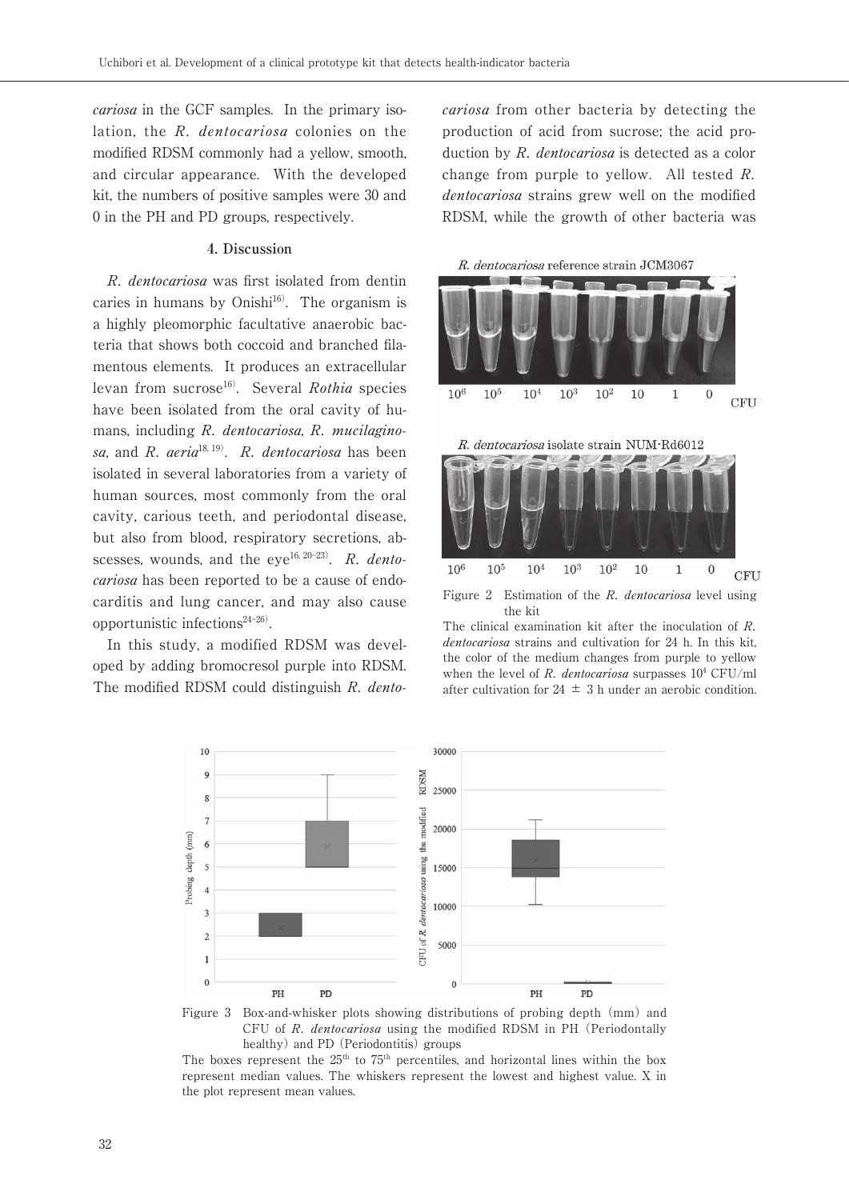*cariosa* in the GCF samples. In the primary isolation, the *R. dentocariosa* colonies on the modified RDSM commonly had a yellow, smooth, and circular appearance. With the developed kit, the numbers of positive samples were 30 and 0 in the PH and PD groups, respectively.

## 4. Discussion

*R. dentocariosa* was first isolated from dentin caries in humans by Onishi[16]. The organism is a highly pleomorphic facultative anaerobic bacteria that shows both coccoid and branched filamentous elements. It produces an extracellular levan from sucrose[16]. Several *Rothia* species have been isolated from the oral cavity of humans, including *R. dentocariosa*, *R. mucilaginosa*, and *R. aeria*[18, 19]. *R. dentocariosa* has been isolated in several laboratories from a variety of human sources, most commonly from the oral cavity, carious teeth, and periodontal disease, but also from blood, respiratory secretions, abscesses, wounds, and the eye[16, 20–23]. *R. dentocariosa* has been reported to be a cause of endocarditis and lung cancer, and may also cause opportunistic infections[24–26].

In this study, a modified RDSM was developed by adding bromocresol purple into RDSM. The modified RDSM could distinguish *R. dentocariosa* from other bacteria by detecting the production of acid from sucrose; the acid production by *R. dentocariosa* is detected as a color change from purple to yellow. All tested *R. dentocariosa* strains grew well on the modified RDSM, while the growth of other bacteria was

Figure 2 Estimation of the *R. dentocariosa* level using the kit

The clinical examination kit after the inoculation of *R. dentocariosa* strains and cultivation for 24 h. In this kit, the color of the medium changes from purple to yellow when the level of *R. dentocariosa* surpasses $10^4$ CFU/ml after cultivation for $24 \pm 3$ h under an aerobic condition.

Figure 3 Box-and-whisker plots showing distributions of probing depth (mm) and CFU of *R. dentocariosa* using the modified RDSM in PH (Periodontally healthy) and PD (Periodontitis) groups

The boxes represent the $25^{th}$ to $75^{th}$ percentiles, and horizontal lines within the box represent median values. The whiskers represent the lowest and highest value. X in the plot represent mean values.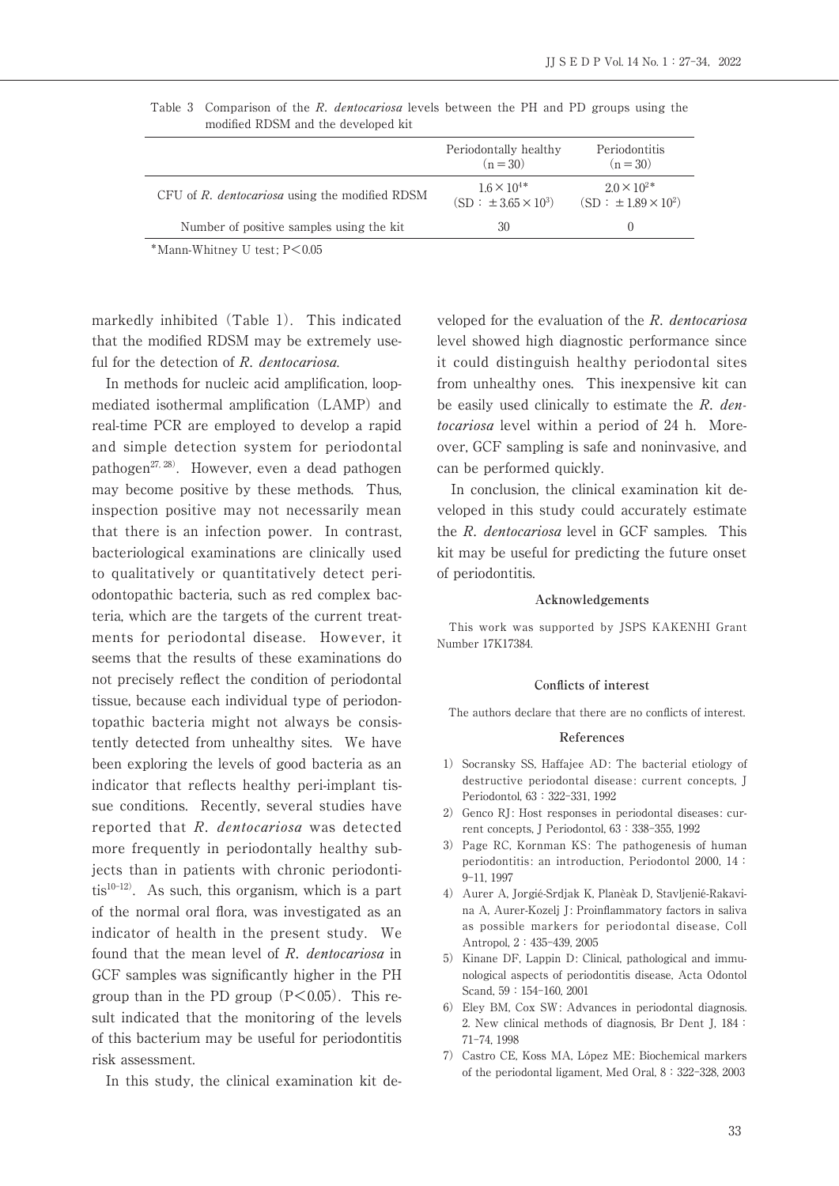Table 3 Comparison of the *R. dentocariosa* levels between the PH and PD groups using the modified RDSM and the developed kit

| | Periodontally healthy (n = 30) | Periodontitis (n = 30) |
|---|---|---|
| CFU of *R. dentocariosa* using the modified RDSM | $1.6 \times 10^{4*}$ (SD : $\pm 3.65 \times 10^{3}$) | $2.0 \times 10^{2*}$ (SD : $\pm 1.89 \times 10^{2}$) |
| Number of positive samples using the kit | 30 | 0 |

*Mann-Whitney U test; $P < 0.05$

markedly inhibited (Table 1). This indicated that the modified RDSM may be extremely useful for the detection of *R. dentocariosa*.

In methods for nucleic acid amplification, loop-mediated isothermal amplification (LAMP) and real-time PCR are employed to develop a rapid and simple detection system for periodontal pathogen[27, 28]. However, even a dead pathogen may become positive by these methods. Thus, inspection positive may not necessarily mean that there is an infection power. In contrast, bacteriological examinations are clinically used to qualitatively or quantitatively detect periodontopathic bacteria, such as red complex bacteria, which are the targets of the current treatments for periodontal disease. However, it seems that the results of these examinations do not precisely reflect the condition of periodontal tissue, because each individual type of periodontopathic bacteria might not always be consistently detected from unhealthy sites. We have been exploring the levels of good bacteria as an indicator that reflects healthy peri-implant tissue conditions. Recently, several studies have reported that *R. dentocariosa* was detected more frequently in periodontally healthy subjects than in patients with chronic periodontitis[10–12]. As such, this organism, which is a part of the normal oral flora, was investigated as an indicator of health in the present study. We found that the mean level of *R. dentocariosa* in GCF samples was significantly higher in the PH group than in the PD group ($P < 0.05$). This result indicated that the monitoring of the levels of this bacterium may be useful for periodontitis risk assessment.

In this study, the clinical examination kit developed for the evaluation of the *R. dentocariosa* level showed high diagnostic performance since it could distinguish healthy periodontal sites from unhealthy ones. This inexpensive kit can be easily used clinically to estimate the *R. dentocariosa* level within a period of 24 h. Moreover, GCF sampling is safe and noninvasive, and can be performed quickly.

In conclusion, the clinical examination kit developed in this study could accurately estimate the *R. dentocariosa* level in GCF samples. This kit may be useful for predicting the future onset of periodontitis.

### Acknowledgements

This work was supported by JSPS KAKENHI Grant Number 17K17384.

### Conflicts of interest

The authors declare that there are no conflicts of interest.

### References

1) Socransky SS, Haffajee AD: The bacterial etiology of destructive periodontal disease: current concepts, J Periodontol, 63 : 322–331, 1992
2) Genco RJ: Host responses in periodontal diseases: current concepts, J Periodontol, 63 : 338–355, 1992
3) Page RC, Kornman KS: The pathogenesis of human periodontitis: an introduction, Periodontol 2000, 14 : 9–11, 1997
4) Aurer A, Jorgić-Srdjak K, Planĉak D, Stavljenić-Rakavina A, Aurer-Kozelj J: Proinflammatory factors in saliva as possible markers for periodontal disease, Coll Antropol, 2 : 435–439, 2005
5) Kinane DF, Lappin D: Clinical, pathological and immunological aspects of periodontitis disease, Acta Odontol Scand, 59 : 154–160, 2001
6) Eley BM, Cox SW: Advances in periodontal diagnosis. 2. New clinical methods of diagnosis, Br Dent J, 184 : 71–74, 1998
7) Castro CE, Koss MA, López ME: Biochemical markers of the periodontal ligament, Med Oral, 8 : 322–328, 2003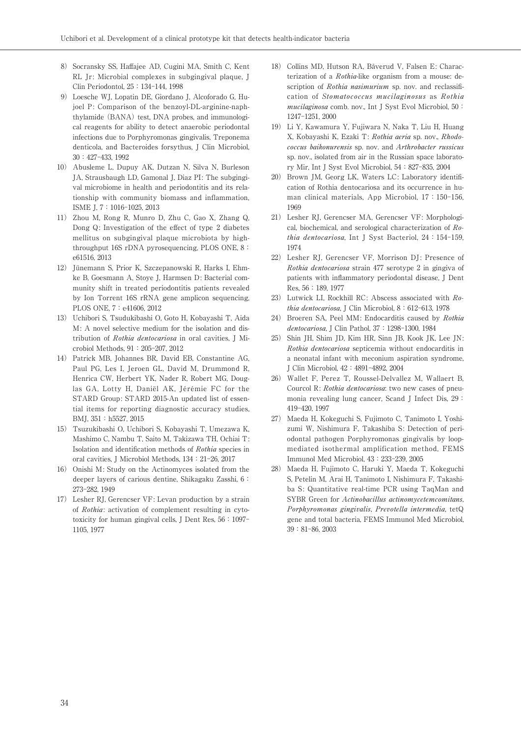8) Socransky SS, Haffajee AD, Cugini MA, Smith C, Kent RL Jr: Microbial complexes in subgingival plaque, J Clin Periodontol, 25 : 134–144, 1998

9) Loesche WJ, Lopatin DE, Giordano J, Alcoforado G, Hujoel P: Comparison of the benzoyl-DL-arginine-naphthylamide (BANA) test, DNA probes, and immunological reagents for ability to detect anaerobic periodontal infections due to Porphyromonas gingivalis, Treponema denticola, and Bacteroides forsythus, J Clin Microbiol, 30 : 427–433, 1992

10) Abusleme L, Dupuy AK, Dutzan N, Silva N, Burleson JA, Strausbaugh LD, Gamonal J, Diaz PI: The subgingival microbiome in health and periodontitis and its relationship with community biomass and inflammation, ISME J, 7 : 1016–1025, 2013

11) Zhou M, Rong R, Munro D, Zhu C, Gao X, Zhang Q, Dong Q: Investigation of the effect of type 2 diabetes mellitus on subgingival plaque microbiota by high-throughput 16S rDNA pyrosequencing, PLOS ONE, 8 : e61516, 2013

12) Jünemann S, Prior K, Szczepanowski R, Harks I, Ehmke B, Goesmann A, Stoye J, Harmsen D: Bacterial community shift in treated periodontitis patients revealed by Ion Torrent 16S rRNA gene amplicon sequencing, PLOS ONE, 7 : e41606, 2012

13) Uchibori S, Tsudukibashi O, Goto H, Kobayashi T, Aida M: A novel selective medium for the isolation and distribution of *Rothia dentocariosa* in oral cavities, J Microbiol Methods, 91 : 205–207, 2012

14) Patrick MB, Johannes BR, David EB, Constantine AG, Paul PG, Les I, Jeroen GL, David M, Drummond R, Henrica CW, Herbert YK, Nader R, Robert MG, Douglas GA, Lotty H, Daniël AK, Jérémie FC for the STARD Group: STARD 2015-An updated list of essential items for reporting diagnostic accuracy studies, BMJ, 351 : h5527, 2015

15) Tsuzukibashi O, Uchibori S, Kobayashi T, Umezawa K, Mashimo C, Nambu T, Saito M, Takizawa TH, Ochiai T: Isolation and identification methods of *Rothia* species in oral cavities, J Microbiol Methods, 134 : 21–26, 2017

16) Onishi M: Study on the Actinomyces isolated from the deeper layers of carious dentine, Shikagaku Zasshi, 6 : 273–282, 1949

17) Lesher RJ, Gerencser VF: Levan production by a strain of *Rothia*: activation of complement resulting in cytotoxicity for human gingival cells, J Dent Res, 56 : 1097–1105, 1977

18) Collins MD, Hutson RA, Båverud V, Falsen E: Characterization of a *Rothia*-like organism from a mouse: description of *Rothia nasimurium* sp. nov. and reclassification of *Stomatococcus mucilaginosus* as *Rothia mucilaginosa* comb. nov., Int J Syst Evol Microbiol, 50 : 1247–1251, 2000

19) Li Y, Kawamura Y, Fujiwara N, Naka T, Liu H, Huang X, Kobayashi K, Ezaki T: *Rothia aeria* sp. nov., *Rhodococcus baikonurensis* sp. nov. and *Arthrobacter russicus* sp. nov., isolated from air in the Russian space laboratory Mir, Int J Syst Evol Microbiol, 54 : 827–835, 2004

20) Brown JM, Georg LK, Waters LC: Laboratory identification of Rothia dentocariosa and its occurrence in human clinical materials, App Microbiol, 17 : 150–156, 1969

21) Lesher RJ, Gerencser MA, Gerencser VF: Morphological, biochemical, and serological characterization of *Rothia dentocariosa*, Int J Syst Bacteriol, 24 : 154–159, 1974

22) Lesher RJ, Gerencser VF, Morrison DJ: Presence of *Rothia dentocariosa* strain 477 serotype 2 in gingiva of patients with inflammatory periodontal disease, J Dent Res, 56 : 189, 1977

23) Lutwick LI, Rockhill RC: Abscess associated with *Rothia dentocariosa*, J Clin Microbiol, 8 : 612–613, 1978

24) Broeren SA, Peel MM: Endocarditis caused by *Rothia dentocariosa*, J Clin Pathol, 37 : 1298–1300, 1984

25) Shin JH, Shim JD, Kim HR, Sinn JB, Kook JK, Lee JN: *Rothia dentocariosa* septicemia without endocarditis in a neonatal infant with meconium aspiration syndrome, J Clin Microbiol, 42 : 4891–4892, 2004

26) Wallet F, Perez T, Roussel-Delvallez M, Wallaert B, Courcol R: *Rothia dentocariosa*: two new cases of pneumonia revealing lung cancer, Scand J Infect Dis, 29 : 419–420, 1997

27) Maeda H, Kokeguchi S, Fujimoto C, Tanimoto I, Yoshizumi W, Nishimura F, Takashiba S: Detection of periodontal pathogen Porphyromonas gingivalis by loop-mediated isothermal amplification method, FEMS Immunol Med Microbiol, 43 : 233–239, 2005

28) Maeda H, Fujimoto C, Haruki Y, Maeda T, Kokeguchi S, Petelin M, Arai H, Tanimoto I, Nishimura F, Takashiba S: Quantitative real-time PCR using TaqMan and SYBR Green for *Actinobacillus actinomycetemcomitans*, *Porphyromonas gingivalis*, *Prevotella intermedia*, tetQ gene and total bacteria, FEMS Immunol Med Microbiol, 39 : 81–86, 2003